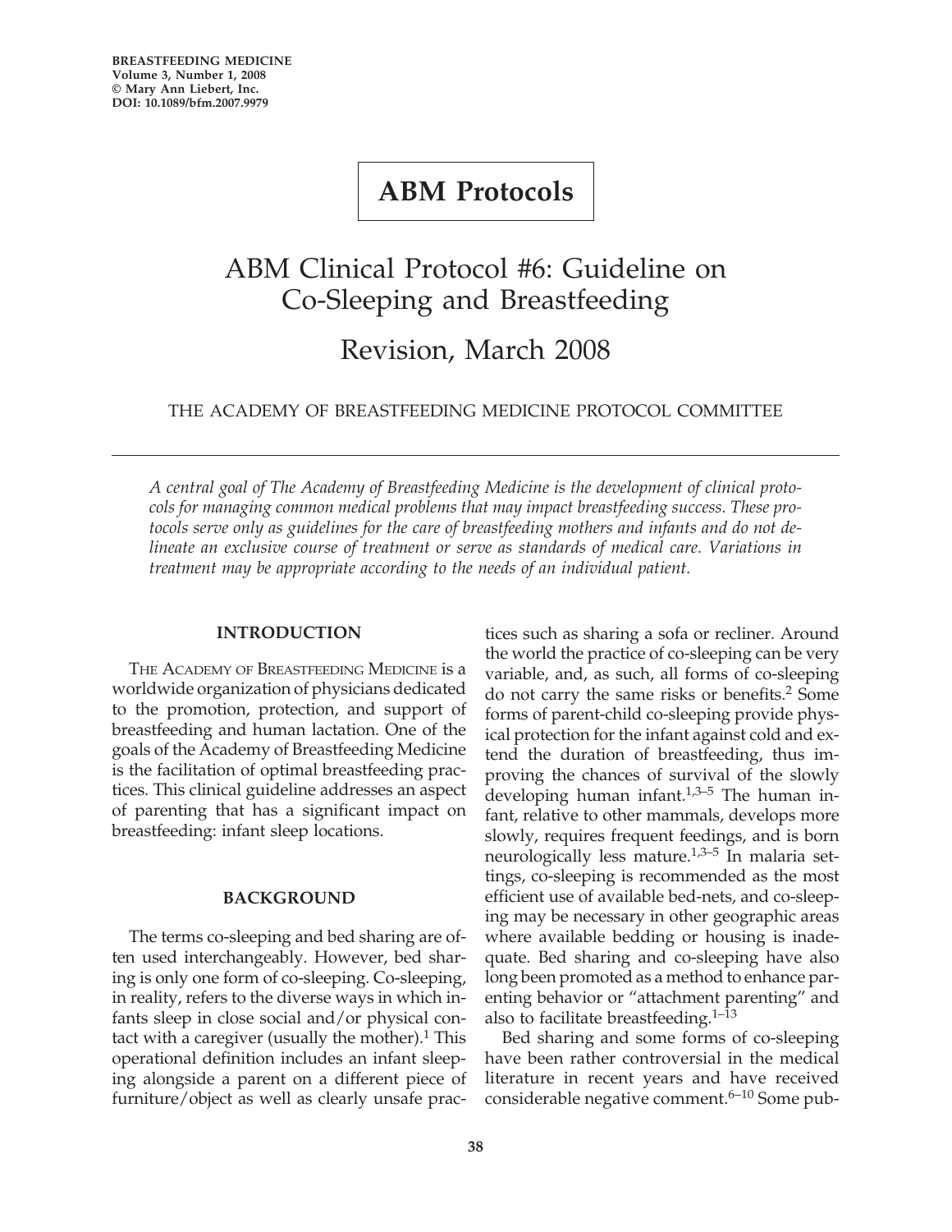# ABM Protocols

## ABM Clinical Protocol #6: Guideline on Co-Sleeping and Breastfeeding

## Revision, March 2008

THE ACADEMY OF BREASTFEEDING MEDICINE PROTOCOL COMMITTEE

*A central goal of The Academy of Breastfeeding Medicine is the development of clinical protocols for managing common medical problems that may impact breastfeeding success. These protocols serve only as guidelines for the care of breastfeeding mothers and infants and do not delineate an exclusive course of treatment or serve as standards of medical care. Variations in treatment may be appropriate according to the needs of an individual patient.*

### INTRODUCTION

THE ACADEMY OF BREASTFEEDING MEDICINE is a worldwide organization of physicians dedicated to the promotion, protection, and support of breastfeeding and human lactation. One of the goals of the Academy of Breastfeeding Medicine is the facilitation of optimal breastfeeding practices. This clinical guideline addresses an aspect of parenting that has a significant impact on breastfeeding: infant sleep locations.

### BACKGROUND

The terms co-sleeping and bed sharing are often used interchangeably. However, bed sharing is only one form of co-sleeping. Co-sleeping, in reality, refers to the diverse ways in which infants sleep in close social and/or physical contact with a caregiver (usually the mother).[1] This operational definition includes an infant sleeping alongside a parent on a different piece of furniture/object as well as clearly unsafe practices such as sharing a sofa or recliner. Around the world the practice of co-sleeping can be very variable, and, as such, all forms of co-sleeping do not carry the same risks or benefits.[2] Some forms of parent-child co-sleeping provide physical protection for the infant against cold and extend the duration of breastfeeding, thus improving the chances of survival of the slowly developing human infant.[1,3–5] The human infant, relative to other mammals, develops more slowly, requires frequent feedings, and is born neurologically less mature.[1,3–5] In malaria settings, co-sleeping is recommended as the most efficient use of available bed-nets, and co-sleeping may be necessary in other geographic areas where available bedding or housing is inadequate. Bed sharing and co-sleeping have also long been promoted as a method to enhance parenting behavior or "attachment parenting" and also to facilitate breastfeeding.[1–13]

Bed sharing and some forms of co-sleeping have been rather controversial in the medical literature in recent years and have received considerable negative comment.[6–10] Some pub-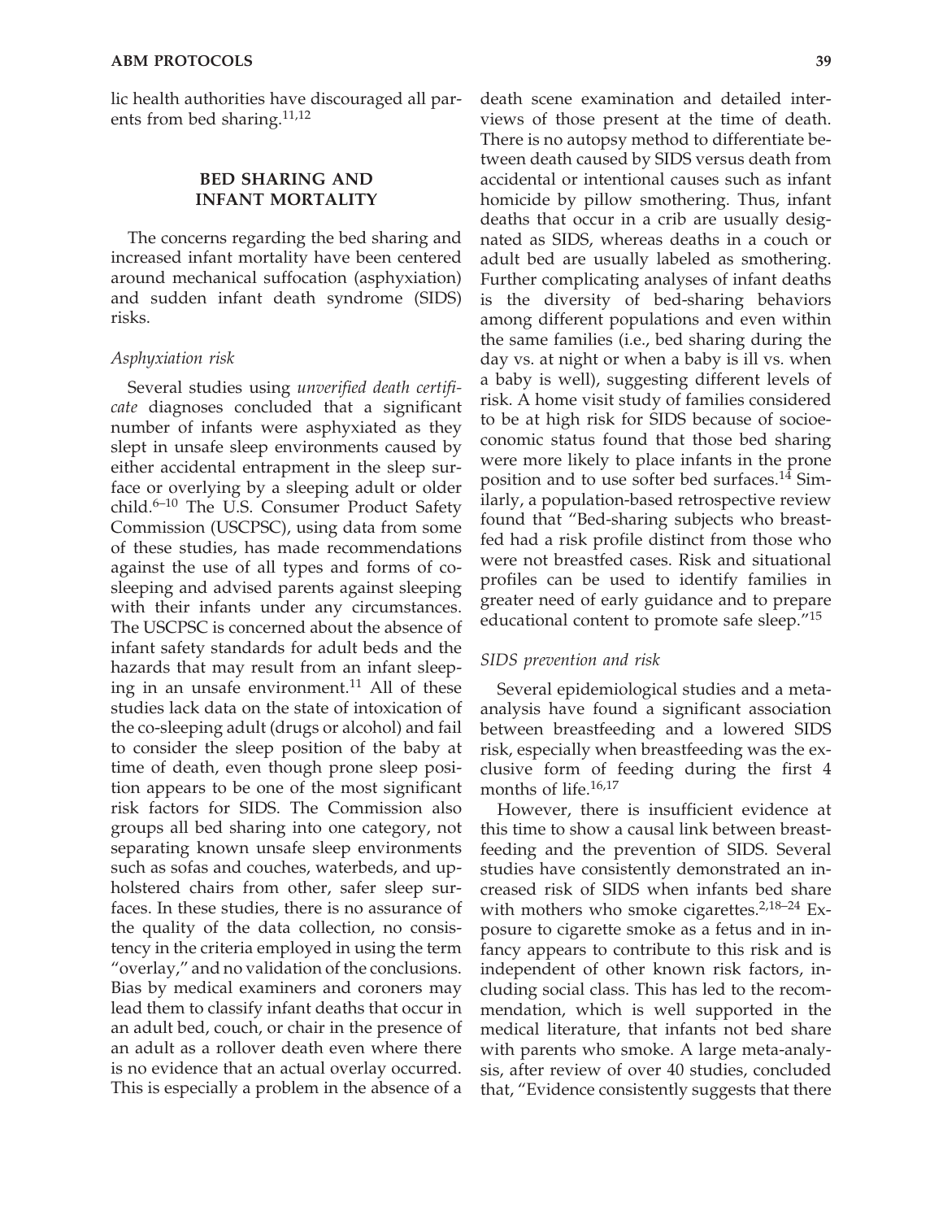lic health authorities have discouraged all parents from bed sharing.[11,12]

## BED SHARING AND INFANT MORTALITY

The concerns regarding the bed sharing and increased infant mortality have been centered around mechanical suffocation (asphyxiation) and sudden infant death syndrome (SIDS) risks.

### *Asphyxiation risk*

Several studies using *unverified death certificate* diagnoses concluded that a significant number of infants were asphyxiated as they slept in unsafe sleep environments caused by either accidental entrapment in the sleep surface or overlying by a sleeping adult or older child.[6–10] The U.S. Consumer Product Safety Commission (USCPSC), using data from some of these studies, has made recommendations against the use of all types and forms of cosleeping and advised parents against sleeping with their infants under any circumstances. The USCPSC is concerned about the absence of infant safety standards for adult beds and the hazards that may result from an infant sleeping in an unsafe environment.[11] All of these studies lack data on the state of intoxication of the co-sleeping adult (drugs or alcohol) and fail to consider the sleep position of the baby at time of death, even though prone sleep position appears to be one of the most significant risk factors for SIDS. The Commission also groups all bed sharing into one category, not separating known unsafe sleep environments such as sofas and couches, waterbeds, and upholstered chairs from other, safer sleep surfaces. In these studies, there is no assurance of the quality of the data collection, no consistency in the criteria employed in using the term "overlay," and no validation of the conclusions. Bias by medical examiners and coroners may lead them to classify infant deaths that occur in an adult bed, couch, or chair in the presence of an adult as a rollover death even where there is no evidence that an actual overlay occurred. This is especially a problem in the absence of a death scene examination and detailed interviews of those present at the time of death. There is no autopsy method to differentiate between death caused by SIDS versus death from accidental or intentional causes such as infant homicide by pillow smothering. Thus, infant deaths that occur in a crib are usually designated as SIDS, whereas deaths in a couch or adult bed are usually labeled as smothering. Further complicating analyses of infant deaths is the diversity of bed-sharing behaviors among different populations and even within the same families (i.e., bed sharing during the day vs. at night or when a baby is ill vs. when a baby is well), suggesting different levels of risk. A home visit study of families considered to be at high risk for SIDS because of socioeconomic status found that those bed sharing were more likely to place infants in the prone position and to use softer bed surfaces.[14] Similarly, a population-based retrospective review found that "Bed-sharing subjects who breastfed had a risk profile distinct from those who were not breastfed cases. Risk and situational profiles can be used to identify families in greater need of early guidance and to prepare educational content to promote safe sleep."[15]

### *SIDS prevention and risk*

Several epidemiological studies and a meta-analysis have found a significant association between breastfeeding and a lowered SIDS risk, especially when breastfeeding was the exclusive form of feeding during the first 4 months of life.[16,17]

However, there is insufficient evidence at this time to show a causal link between breastfeeding and the prevention of SIDS. Several studies have consistently demonstrated an increased risk of SIDS when infants bed share with mothers who smoke cigarettes.[2,18–24] Exposure to cigarette smoke as a fetus and in infancy appears to contribute to this risk and is independent of other known risk factors, including social class. This has led to the recommendation, which is well supported in the medical literature, that infants not bed share with parents who smoke. A large meta-analysis, after review of over 40 studies, concluded that, "Evidence consistently suggests that there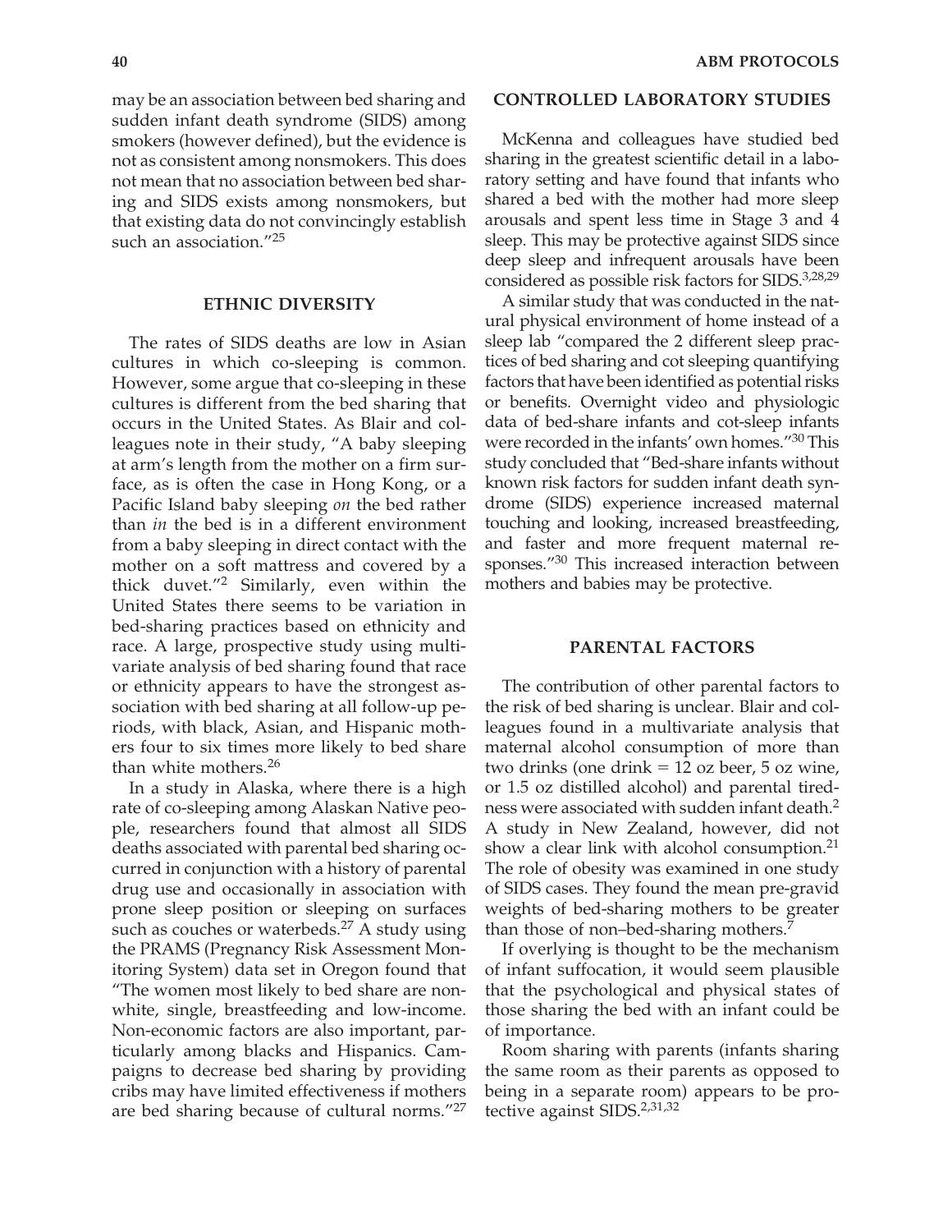may be an association between bed sharing and sudden infant death syndrome (SIDS) among smokers (however defined), but the evidence is not as consistent among nonsmokers. This does not mean that no association between bed sharing and SIDS exists among nonsmokers, but that existing data do not convincingly establish such an association."[25]

## ETHNIC DIVERSITY

The rates of SIDS deaths are low in Asian cultures in which co-sleeping is common. However, some argue that co-sleeping in these cultures is different from the bed sharing that occurs in the United States. As Blair and colleagues note in their study, "A baby sleeping at arm's length from the mother on a firm surface, as is often the case in Hong Kong, or a Pacific Island baby sleeping *on* the bed rather than *in* the bed is in a different environment from a baby sleeping in direct contact with the mother on a soft mattress and covered by a thick duvet."[2] Similarly, even within the United States there seems to be variation in bed-sharing practices based on ethnicity and race. A large, prospective study using multivariate analysis of bed sharing found that race or ethnicity appears to have the strongest association with bed sharing at all follow-up periods, with black, Asian, and Hispanic mothers four to six times more likely to bed share than white mothers.[26]

In a study in Alaska, where there is a high rate of co-sleeping among Alaskan Native people, researchers found that almost all SIDS deaths associated with parental bed sharing occurred in conjunction with a history of parental drug use and occasionally in association with prone sleep position or sleeping on surfaces such as couches or waterbeds.[27] A study using the PRAMS (Pregnancy Risk Assessment Monitoring System) data set in Oregon found that "The women most likely to bed share are nonwhite, single, breastfeeding and low-income. Non-economic factors are also important, particularly among blacks and Hispanics. Campaigns to decrease bed sharing by providing cribs may have limited effectiveness if mothers are bed sharing because of cultural norms."[27]

## CONTROLLED LABORATORY STUDIES

McKenna and colleagues have studied bed sharing in the greatest scientific detail in a laboratory setting and have found that infants who shared a bed with the mother had more sleep arousals and spent less time in Stage 3 and 4 sleep. This may be protective against SIDS since deep sleep and infrequent arousals have been considered as possible risk factors for SIDS.[3,28,29]

A similar study that was conducted in the natural physical environment of home instead of a sleep lab "compared the 2 different sleep practices of bed sharing and cot sleeping quantifying factors that have been identified as potential risks or benefits. Overnight video and physiologic data of bed-share infants and cot-sleep infants were recorded in the infants' own homes."[30] This study concluded that "Bed-share infants without known risk factors for sudden infant death syndrome (SIDS) experience increased maternal touching and looking, increased breastfeeding, and faster and more frequent maternal responses."[30] This increased interaction between mothers and babies may be protective.

## PARENTAL FACTORS

The contribution of other parental factors to the risk of bed sharing is unclear. Blair and colleagues found in a multivariate analysis that maternal alcohol consumption of more than two drinks (one drink = 12 oz beer, 5 oz wine, or 1.5 oz distilled alcohol) and parental tiredness were associated with sudden infant death.[2] A study in New Zealand, however, did not show a clear link with alcohol consumption.[21] The role of obesity was examined in one study of SIDS cases. They found the mean pre-gravid weights of bed-sharing mothers to be greater than those of non–bed-sharing mothers.[7]

If overlying is thought to be the mechanism of infant suffocation, it would seem plausible that the psychological and physical states of those sharing the bed with an infant could be of importance.

Room sharing with parents (infants sharing the same room as their parents as opposed to being in a separate room) appears to be protective against SIDS.[2,31,32]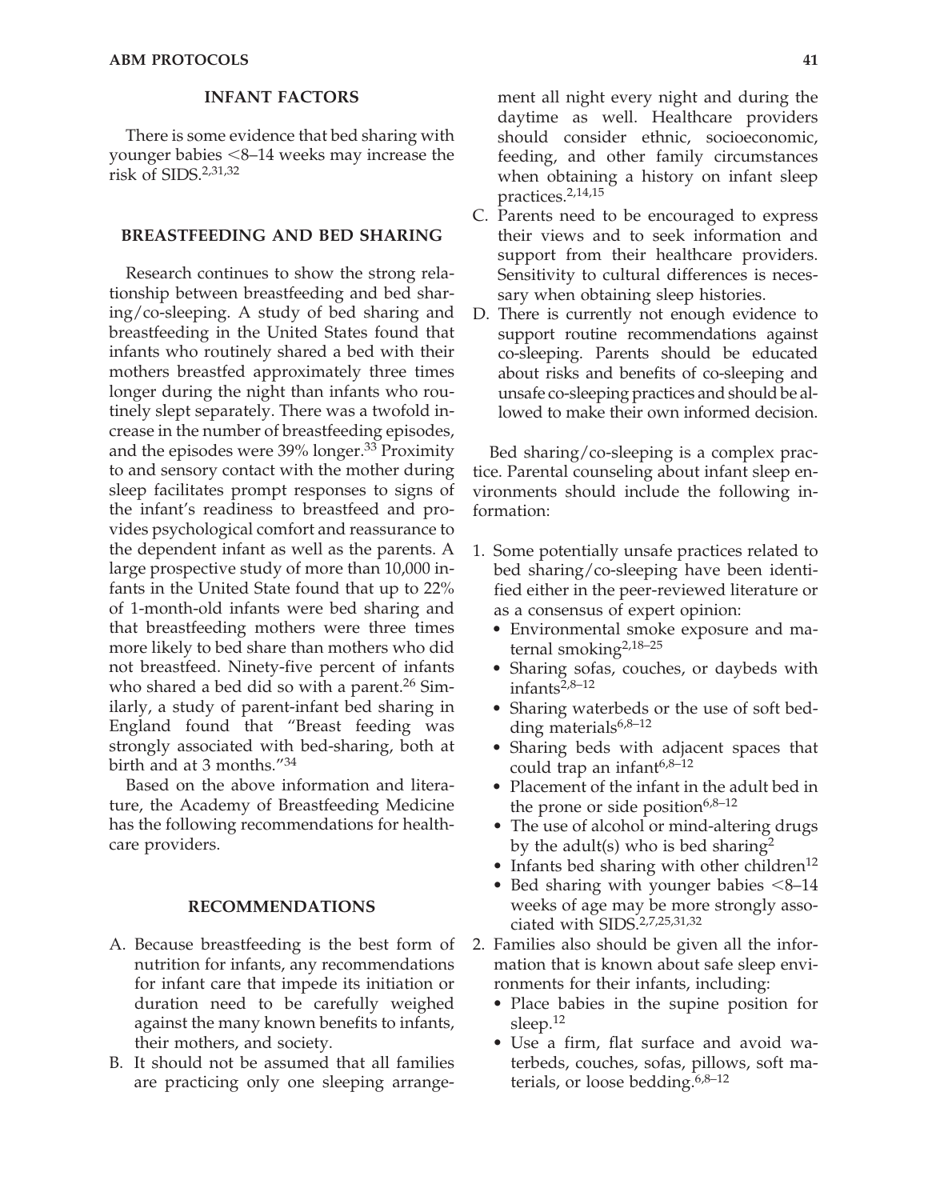## INFANT FACTORS

There is some evidence that bed sharing with younger babies <8–14 weeks may increase the risk of SIDS.[2,31,32]

## BREASTFEEDING AND BED SHARING

Research continues to show the strong relationship between breastfeeding and bed sharing/co-sleeping. A study of bed sharing and breastfeeding in the United States found that infants who routinely shared a bed with their mothers breastfed approximately three times longer during the night than infants who routinely slept separately. There was a twofold increase in the number of breastfeeding episodes, and the episodes were 39% longer.[33] Proximity to and sensory contact with the mother during sleep facilitates prompt responses to signs of the infant's readiness to breastfeed and provides psychological comfort and reassurance to the dependent infant as well as the parents. A large prospective study of more than 10,000 infants in the United State found that up to 22% of 1-month-old infants were bed sharing and that breastfeeding mothers were three times more likely to bed share than mothers who did not breastfeed. Ninety-five percent of infants who shared a bed did so with a parent.[26] Similarly, a study of parent-infant bed sharing in England found that "Breast feeding was strongly associated with bed-sharing, both at birth and at 3 months."[34]

Based on the above information and literature, the Academy of Breastfeeding Medicine has the following recommendations for healthcare providers.

## RECOMMENDATIONS

A. Because breastfeeding is the best form of nutrition for infants, any recommendations for infant care that impede its initiation or duration need to be carefully weighed against the many known benefits to infants, their mothers, and society.
B. It should not be assumed that all families are practicing only one sleeping arrangement all night every night and during the daytime as well. Healthcare providers should consider ethnic, socioeconomic, feeding, and other family circumstances when obtaining a history on infant sleep practices.[2,14,15]
C. Parents need to be encouraged to express their views and to seek information and support from their healthcare providers. Sensitivity to cultural differences is necessary when obtaining sleep histories.
D. There is currently not enough evidence to support routine recommendations against co-sleeping. Parents should be educated about risks and benefits of co-sleeping and unsafe co-sleeping practices and should be allowed to make their own informed decision.

Bed sharing/co-sleeping is a complex practice. Parental counseling about infant sleep environments should include the following information:

1. Some potentially unsafe practices related to bed sharing/co-sleeping have been identified either in the peer-reviewed literature or as a consensus of expert opinion:
   - Environmental smoke exposure and maternal smoking[2,18–25]
   - Sharing sofas, couches, or daybeds with infants[2,8–12]
   - Sharing waterbeds or the use of soft bedding materials[6,8–12]
   - Sharing beds with adjacent spaces that could trap an infant[6,8–12]
   - Placement of the infant in the adult bed in the prone or side position[6,8–12]
   - The use of alcohol or mind-altering drugs by the adult(s) who is bed sharing[2]
   - Infants bed sharing with other children[12]
   - Bed sharing with younger babies <8–14 weeks of age may be more strongly associated with SIDS.[2,7,25,31,32]
2. Families also should be given all the information that is known about safe sleep environments for their infants, including:
   - Place babies in the supine position for sleep.[12]
   - Use a firm, flat surface and avoid waterbeds, couches, sofas, pillows, soft materials, or loose bedding.[6,8–12]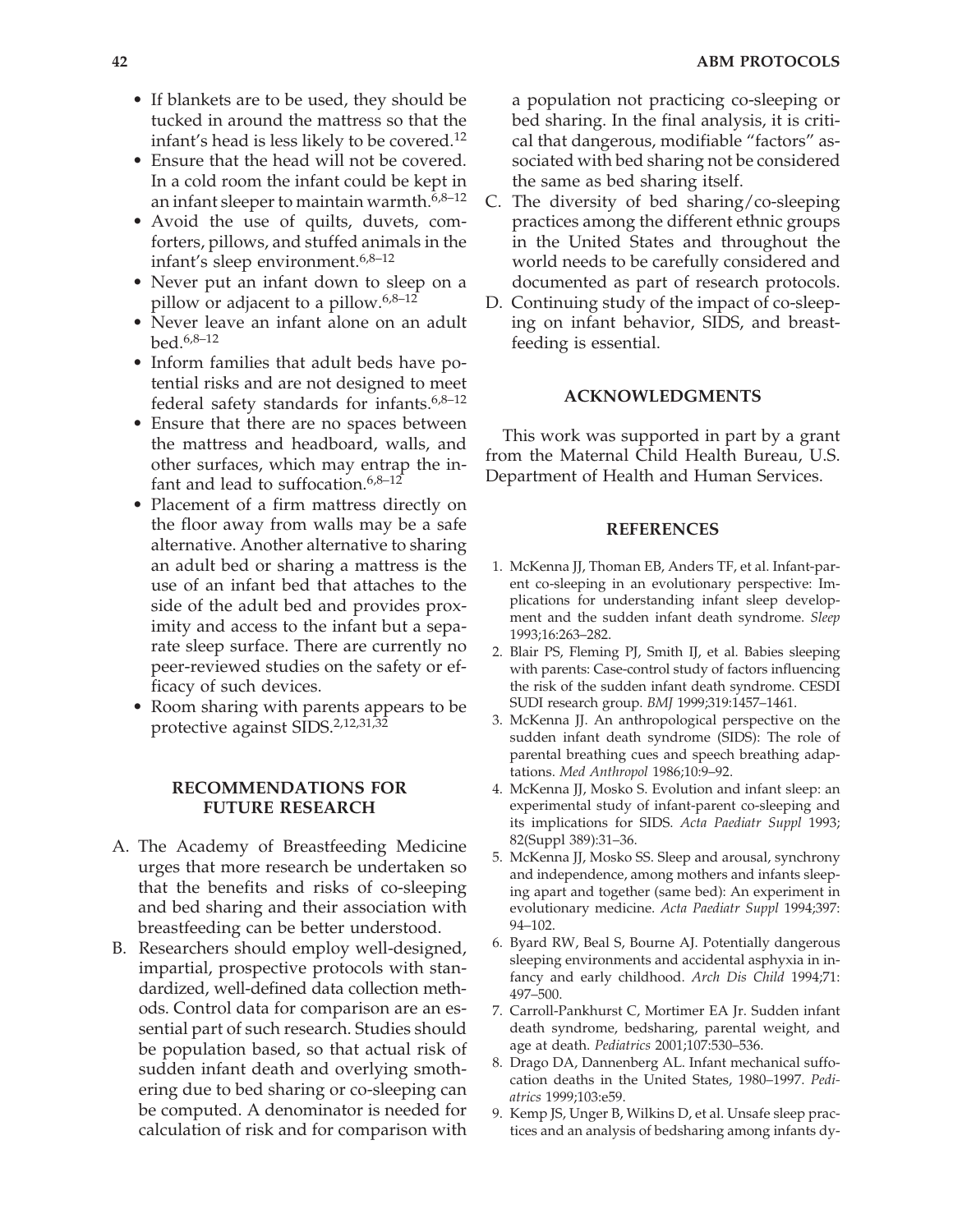- If blankets are to be used, they should be tucked in around the mattress so that the infant's head is less likely to be covered.[12]
- Ensure that the head will not be covered. In a cold room the infant could be kept in an infant sleeper to maintain warmth.[6,8–12]
- Avoid the use of quilts, duvets, comforters, pillows, and stuffed animals in the infant's sleep environment.[6,8–12]
- Never put an infant down to sleep on a pillow or adjacent to a pillow.[6,8–12]
- Never leave an infant alone on an adult bed.[6,8–12]
- Inform families that adult beds have potential risks and are not designed to meet federal safety standards for infants.[6,8–12]
- Ensure that there are no spaces between the mattress and headboard, walls, and other surfaces, which may entrap the infant and lead to suffocation.[6,8–12]
- Placement of a firm mattress directly on the floor away from walls may be a safe alternative. Another alternative to sharing an adult bed or sharing a mattress is the use of an infant bed that attaches to the side of the adult bed and provides proximity and access to the infant but a separate sleep surface. There are currently no peer-reviewed studies on the safety or efficacy of such devices.
- Room sharing with parents appears to be protective against SIDS.[2,12,31,32]

## RECOMMENDATIONS FOR FUTURE RESEARCH

A. The Academy of Breastfeeding Medicine urges that more research be undertaken so that the benefits and risks of co-sleeping and bed sharing and their association with breastfeeding can be better understood.

B. Researchers should employ well-designed, impartial, prospective protocols with standardized, well-defined data collection methods. Control data for comparison are an essential part of such research. Studies should be population based, so that actual risk of sudden infant death and overlying smothering due to bed sharing or co-sleeping can be computed. A denominator is needed for calculation of risk and for comparison with a population not practicing co-sleeping or bed sharing. In the final analysis, it is critical that dangerous, modifiable "factors" associated with bed sharing not be considered the same as bed sharing itself.

C. The diversity of bed sharing/co-sleeping practices among the different ethnic groups in the United States and throughout the world needs to be carefully considered and documented as part of research protocols.

D. Continuing study of the impact of co-sleeping on infant behavior, SIDS, and breastfeeding is essential.

## ACKNOWLEDGMENTS

This work was supported in part by a grant from the Maternal Child Health Bureau, U.S. Department of Health and Human Services.

## REFERENCES

1. McKenna JJ, Thoman EB, Anders TF, et al. Infant-parent co-sleeping in an evolutionary perspective: Implications for understanding infant sleep development and the sudden infant death syndrome. *Sleep* 1993;16:263–282.
2. Blair PS, Fleming PJ, Smith IJ, et al. Babies sleeping with parents: Case-control study of factors influencing the risk of the sudden infant death syndrome. CESDI SUDI research group. *BMJ* 1999;319:1457–1461.
3. McKenna JJ. An anthropological perspective on the sudden infant death syndrome (SIDS): The role of parental breathing cues and speech breathing adaptations. *Med Anthropol* 1986;10:9–92.
4. McKenna JJ, Mosko S. Evolution and infant sleep: an experimental study of infant-parent co-sleeping and its implications for SIDS. *Acta Paediatr Suppl* 1993; 82(Suppl 389):31–36.
5. McKenna JJ, Mosko SS. Sleep and arousal, synchrony and independence, among mothers and infants sleeping apart and together (same bed): An experiment in evolutionary medicine. *Acta Paediatr Suppl* 1994;397: 94–102.
6. Byard RW, Beal S, Bourne AJ. Potentially dangerous sleeping environments and accidental asphyxia in infancy and early childhood. *Arch Dis Child* 1994;71: 497–500.
7. Carroll-Pankhurst C, Mortimer EA Jr. Sudden infant death syndrome, bedsharing, parental weight, and age at death. *Pediatrics* 2001;107:530–536.
8. Drago DA, Dannenberg AL. Infant mechanical suffocation deaths in the United States, 1980–1997. *Pediatrics* 1999;103:e59.
9. Kemp JS, Unger B, Wilkins D, et al. Unsafe sleep practices and an analysis of bedsharing among infants dy-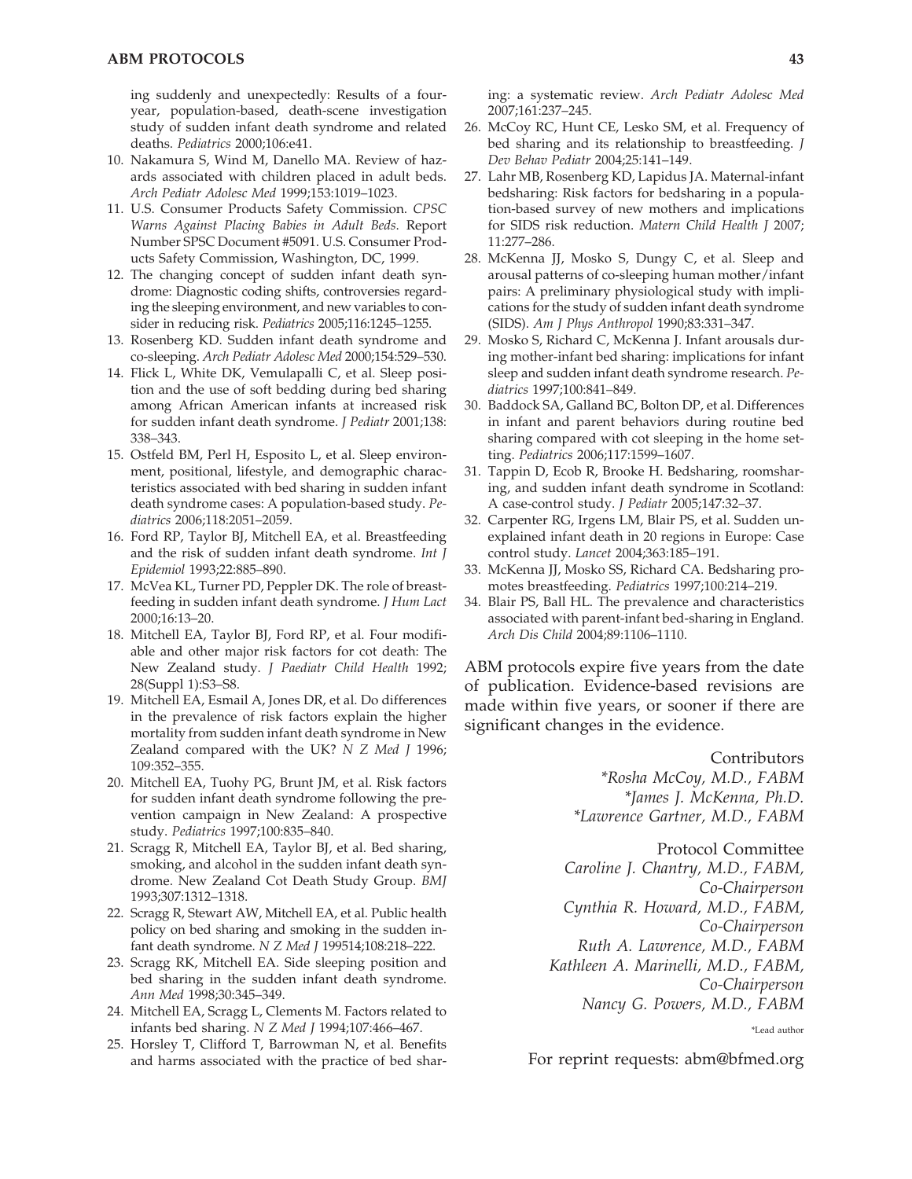ing suddenly and unexpectedly: Results of a four-year, population-based, death-scene investigation study of sudden infant death syndrome and related deaths. *Pediatrics* 2000;106:e41.

10. Nakamura S, Wind M, Danello MA. Review of hazards associated with children placed in adult beds. *Arch Pediatr Adolesc Med* 1999;153:1019–1023.
11. U.S. Consumer Products Safety Commission. *CPSC Warns Against Placing Babies in Adult Beds*. Report Number SPSC Document #5091. U.S. Consumer Products Safety Commission, Washington, DC, 1999.
12. The changing concept of sudden infant death syndrome: Diagnostic coding shifts, controversies regarding the sleeping environment, and new variables to consider in reducing risk. *Pediatrics* 2005;116:1245–1255.
13. Rosenberg KD. Sudden infant death syndrome and co-sleeping. *Arch Pediatr Adolesc Med* 2000;154:529–530.
14. Flick L, White DK, Vemulapalli C, et al. Sleep position and the use of soft bedding during bed sharing among African American infants at increased risk for sudden infant death syndrome. *J Pediatr* 2001;138:338–343.
15. Ostfeld BM, Perl H, Esposito L, et al. Sleep environment, positional, lifestyle, and demographic characteristics associated with bed sharing in sudden infant death syndrome cases: A population-based study. *Pediatrics* 2006;118:2051–2059.
16. Ford RP, Taylor BJ, Mitchell EA, et al. Breastfeeding and the risk of sudden infant death syndrome. *Int J Epidemiol* 1993;22:885–890.
17. McVea KL, Turner PD, Peppler DK. The role of breastfeeding in sudden infant death syndrome. *J Hum Lact* 2000;16:13–20.
18. Mitchell EA, Taylor BJ, Ford RP, et al. Four modifiable and other major risk factors for cot death: The New Zealand study. *J Paediatr Child Health* 1992; 28(Suppl 1):S3–S8.
19. Mitchell EA, Esmail A, Jones DR, et al. Do differences in the prevalence of risk factors explain the higher mortality from sudden infant death syndrome in New Zealand compared with the UK? *N Z Med J* 1996; 109:352–355.
20. Mitchell EA, Tuohy PG, Brunt JM, et al. Risk factors for sudden infant death syndrome following the prevention campaign in New Zealand: A prospective study. *Pediatrics* 1997;100:835–840.
21. Scragg R, Mitchell EA, Taylor BJ, et al. Bed sharing, smoking, and alcohol in the sudden infant death syndrome. New Zealand Cot Death Study Group. *BMJ* 1993;307:1312–1318.
22. Scragg R, Stewart AW, Mitchell EA, et al. Public health policy on bed sharing and smoking in the sudden infant death syndrome. *N Z Med J* 199514;108:218–222.
23. Scragg RK, Mitchell EA. Side sleeping position and bed sharing in the sudden infant death syndrome. *Ann Med* 1998;30:345–349.
24. Mitchell EA, Scragg L, Clements M. Factors related to infants bed sharing. *N Z Med J* 1994;107:466–467.
25. Horsley T, Clifford T, Barrowman N, et al. Benefits and harms associated with the practice of bed sharing: a systematic review. *Arch Pediatr Adolesc Med* 2007;161:237–245.
26. McCoy RC, Hunt CE, Lesko SM, et al. Frequency of bed sharing and its relationship to breastfeeding. *J Dev Behav Pediatr* 2004;25:141–149.
27. Lahr MB, Rosenberg KD, Lapidus JA. Maternal-infant bedsharing: Risk factors for bedsharing in a population-based survey of new mothers and implications for SIDS risk reduction. *Matern Child Health J* 2007; 11:277–286.
28. McKenna JJ, Mosko S, Dungy C, et al. Sleep and arousal patterns of co-sleeping human mother/infant pairs: A preliminary physiological study with implications for the study of sudden infant death syndrome (SIDS). *Am J Phys Anthropol* 1990;83:331–347.
29. Mosko S, Richard C, McKenna J. Infant arousals during mother-infant bed sharing: implications for infant sleep and sudden infant death syndrome research. *Pediatrics* 1997;100:841–849.
30. Baddock SA, Galland BC, Bolton DP, et al. Differences in infant and parent behaviors during routine bed sharing compared with cot sleeping in the home setting. *Pediatrics* 2006;117:1599–1607.
31. Tappin D, Ecob R, Brooke H. Bedsharing, roomsharing, and sudden infant death syndrome in Scotland: A case-control study. *J Pediatr* 2005;147:32–37.
32. Carpenter RG, Irgens LM, Blair PS, et al. Sudden unexplained infant death in 20 regions in Europe: Case control study. *Lancet* 2004;363:185–191.
33. McKenna JJ, Mosko SS, Richard CA. Bedsharing promotes breastfeeding. *Pediatrics* 1997;100:214–219.
34. Blair PS, Ball HL. The prevalence and characteristics associated with parent-infant bed-sharing in England. *Arch Dis Child* 2004;89:1106–1110.

ABM protocols expire five years from the date of publication. Evidence-based revisions are made within five years, or sooner if there are significant changes in the evidence.

Contributors
**Rosha McCoy, M.D., FABM*
**James J. McKenna, Ph.D.*
**Lawrence Gartner, M.D., FABM*

Protocol Committee
*Caroline J. Chantry, M.D., FABM, Co-Chairperson*
*Cynthia R. Howard, M.D., FABM, Co-Chairperson*
*Ruth A. Lawrence, M.D., FABM*
*Kathleen A. Marinelli, M.D., FABM, Co-Chairperson*
*Nancy G. Powers, M.D., FABM*

*Lead author

For reprint requests: abm@bfmed.org